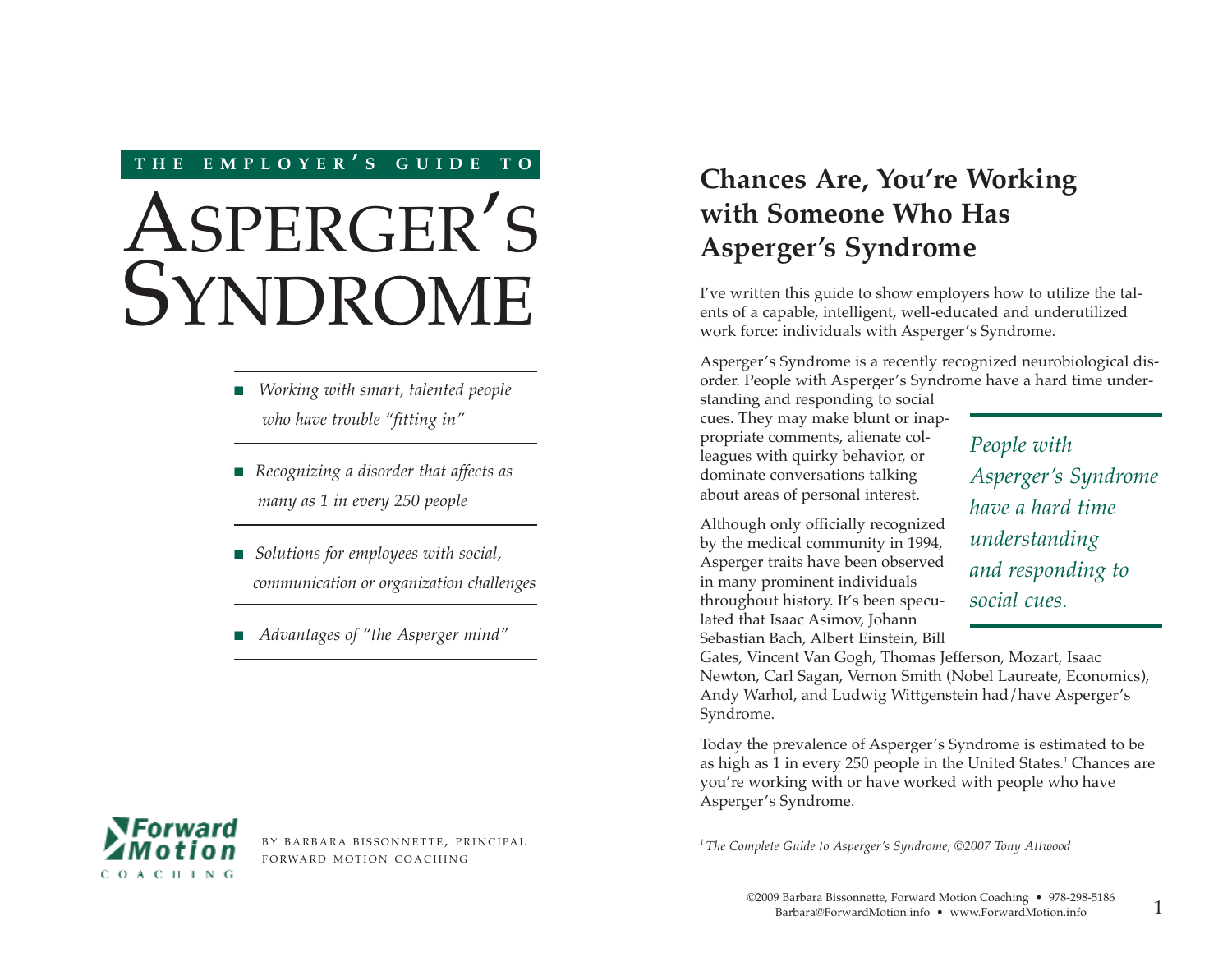THE EMPLOYER'S GUIDE TO

# ASPERGER'S SYNDROME

- *Working with smart, talented people who have trouble "fitting in"*
- *Recognizing a disorder that affects as many as 1 in every 250 people*
- *Solutions for employees with social, communication or organization challenges*
- *Advantages of "the Asperger mind"*

Forward Motion COACHING

BY BARBARA BISSONNETTE, PRINCIPAL
FORWARD MOTION COACHING

## Chances Are, You're Working with Someone Who Has Asperger's Syndrome

I've written this guide to show employers how to utilize the talents of a capable, intelligent, well-educated and underutilized work force: individuals with Asperger's Syndrome.

Asperger's Syndrome is a recently recognized neurobiological disorder. People with Asperger's Syndrome have a hard time understanding and responding to social cues. They may make blunt or inappropriate comments, alienate colleagues with quirky behavior, or dominate conversations talking about areas of personal interest.

*People with Asperger's Syndrome have a hard time understanding and responding to social cues.*

Although only officially recognized by the medical community in 1994, Asperger traits have been observed in many prominent individuals throughout history. It's been speculated that Isaac Asimov, Johann Sebastian Bach, Albert Einstein, Bill Gates, Vincent Van Gogh, Thomas Jefferson, Mozart, Isaac Newton, Carl Sagan, Vernon Smith (Nobel Laureate, Economics), Andy Warhol, and Ludwig Wittgenstein had/have Asperger's Syndrome.

Today the prevalence of Asperger's Syndrome is estimated to be as high as 1 in every 250 people in the United States.[1] Chances are you're working with or have worked with people who have Asperger's Syndrome.

[1] *The Complete Guide to Asperger's Syndrome, ©2007 Tony Attwood*

©2009 Barbara Bissonnette, Forward Motion Coaching • 978-298-5186
Barbara@ForwardMotion.info • www.ForwardMotion.info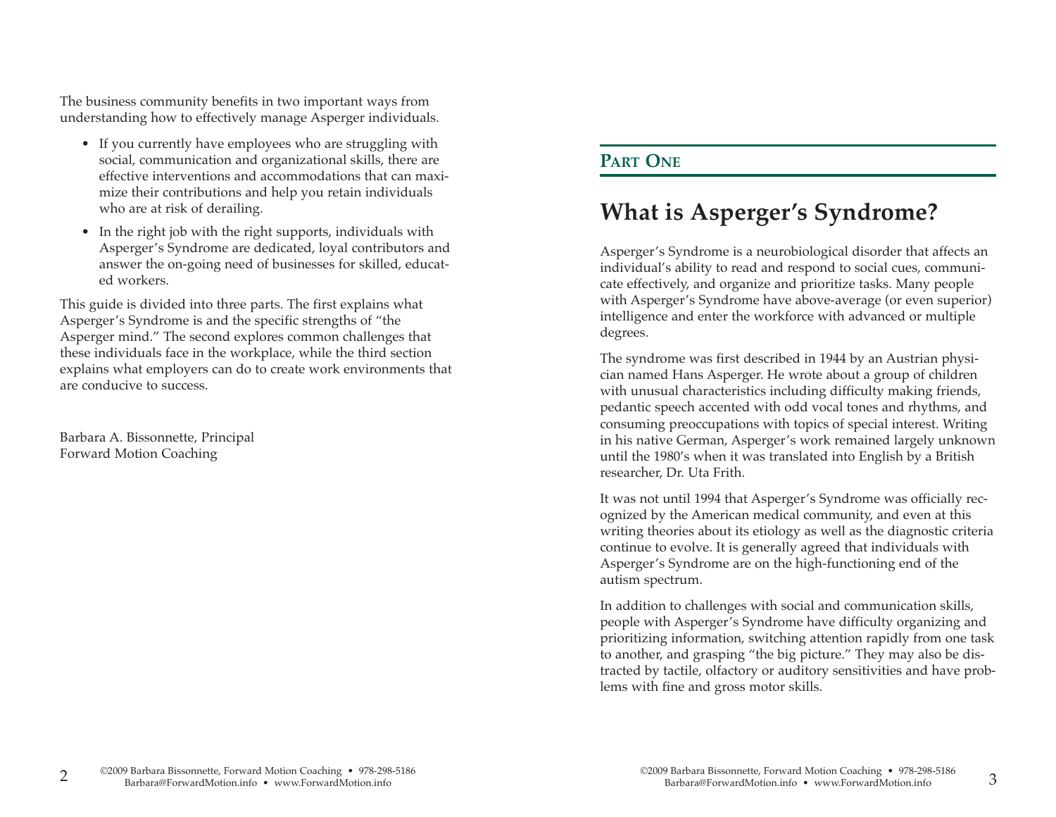The business community benefits in two important ways from understanding how to effectively manage Asperger individuals.

- If you currently have employees who are struggling with social, communication and organizational skills, there are effective interventions and accommodations that can maximize their contributions and help you retain individuals who are at risk of derailing.
- In the right job with the right supports, individuals with Asperger's Syndrome are dedicated, loyal contributors and answer the on-going need of businesses for skilled, educated workers.

This guide is divided into three parts. The first explains what Asperger's Syndrome is and the specific strengths of "the Asperger mind." The second explores common challenges that these individuals face in the workplace, while the third section explains what employers can do to create work environments that are conducive to success.

Barbara A. Bissonnette, Principal
Forward Motion Coaching

## Part One

# What is Asperger's Syndrome?

Asperger's Syndrome is a neurobiological disorder that affects an individual's ability to read and respond to social cues, communicate effectively, and organize and prioritize tasks. Many people with Asperger's Syndrome have above-average (or even superior) intelligence and enter the workforce with advanced or multiple degrees.

The syndrome was first described in 1944 by an Austrian physician named Hans Asperger. He wrote about a group of children with unusual characteristics including difficulty making friends, pedantic speech accented with odd vocal tones and rhythms, and consuming preoccupations with topics of special interest. Writing in his native German, Asperger's work remained largely unknown until the 1980's when it was translated into English by a British researcher, Dr. Uta Frith.

It was not until 1994 that Asperger's Syndrome was officially recognized by the American medical community, and even at this writing theories about its etiology as well as the diagnostic criteria continue to evolve. It is generally agreed that individuals with Asperger's Syndrome are on the high-functioning end of the autism spectrum.

In addition to challenges with social and communication skills, people with Asperger's Syndrome have difficulty organizing and prioritizing information, switching attention rapidly from one task to another, and grasping "the big picture." They may also be distracted by tactile, olfactory or auditory sensitivities and have problems with fine and gross motor skills.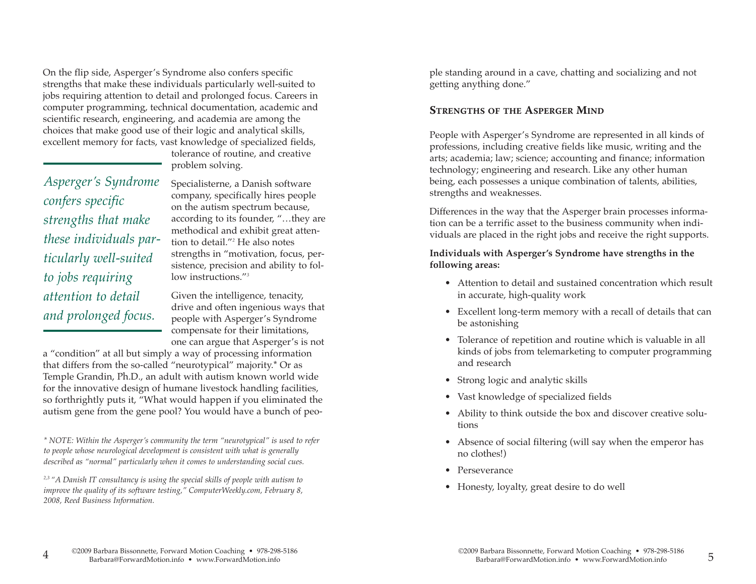On the flip side, Asperger's Syndrome also confers specific strengths that make these individuals particularly well-suited to jobs requiring attention to detail and prolonged focus. Careers in computer programming, technical documentation, academic and scientific research, engineering, and academia are among the choices that make good use of their logic and analytical skills, excellent memory for facts, vast knowledge of specialized fields, tolerance of routine, and creative problem solving.

*Asperger's Syndrome confers specific strengths that make these individuals particularly well-suited to jobs requiring attention to detail and prolonged focus.*

Specialisterne, a Danish software company, specifically hires people on the autism spectrum because, according to its founder, "…they are methodical and exhibit great attention to detail."[2] He also notes strengths in "motivation, focus, persistence, precision and ability to follow instructions."[3]

Given the intelligence, tenacity, drive and often ingenious ways that people with Asperger's Syndrome compensate for their limitations, one can argue that Asperger's is not a "condition" at all but simply a way of processing information that differs from the so-called "neurotypical" majority.* Or as Temple Grandin, Ph.D., an adult with autism known world wide for the innovative design of humane livestock handling facilities, so forthrightly puts it, "What would happen if you eliminated the autism gene from the gene pool? You would have a bunch of people standing around in a cave, chatting and socializing and not getting anything done."

*\* NOTE: Within the Asperger's community the term "neurotypical" is used to refer to people whose neurological development is consistent with what is generally described as "normal" particularly when it comes to understanding social cues.*

*[2,3] "A Danish IT consultancy is using the special skills of people with autism to improve the quality of its software testing," ComputerWeekly.com, February 8, 2008, Reed Business Information.*

## Strengths of the Asperger Mind

People with Asperger's Syndrome are represented in all kinds of professions, including creative fields like music, writing and the arts; academia; law; science; accounting and finance; information technology; engineering and research. Like any other human being, each possesses a unique combination of talents, abilities, strengths and weaknesses.

Differences in the way that the Asperger brain processes information can be a terrific asset to the business community when individuals are placed in the right jobs and receive the right supports.

**Individuals with Asperger's Syndrome have strengths in the following areas:**

- Attention to detail and sustained concentration which result in accurate, high-quality work
- Excellent long-term memory with a recall of details that can be astonishing
- Tolerance of repetition and routine which is valuable in all kinds of jobs from telemarketing to computer programming and research
- Strong logic and analytic skills
- Vast knowledge of specialized fields
- Ability to think outside the box and discover creative solutions
- Absence of social filtering (will say when the emperor has no clothes!)
- Perseverance
- Honesty, loyalty, great desire to do well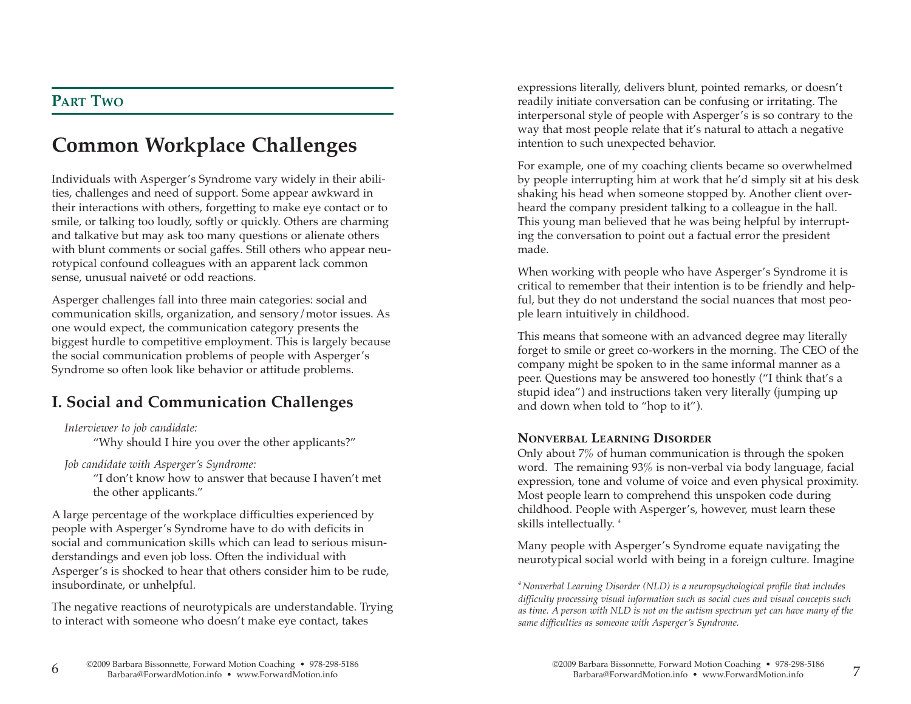**Part Two**

# Common Workplace Challenges

Individuals with Asperger's Syndrome vary widely in their abilities, challenges and need of support. Some appear awkward in their interactions with others, forgetting to make eye contact or to smile, or talking too loudly, softly or quickly. Others are charming and talkative but may ask too many questions or alienate others with blunt comments or social gaffes. Still others who appear neurotypical confound colleagues with an apparent lack common sense, unusual naiveté or odd reactions.

Asperger challenges fall into three main categories: social and communication skills, organization, and sensory/motor issues. As one would expect, the communication category presents the biggest hurdle to competitive employment. This is largely because the social communication problems of people with Asperger's Syndrome so often look like behavior or attitude problems.

## I. Social and Communication Challenges

*Interviewer to job candidate:*

"Why should I hire you over the other applicants?"

*Job candidate with Asperger's Syndrome:*

"I don't know how to answer that because I haven't met the other applicants."

A large percentage of the workplace difficulties experienced by people with Asperger's Syndrome have to do with deficits in social and communication skills which can lead to serious misunderstandings and even job loss. Often the individual with Asperger's is shocked to hear that others consider him to be rude, insubordinate, or unhelpful.

The negative reactions of neurotypicals are understandable. Trying to interact with someone who doesn't make eye contact, takes expressions literally, delivers blunt, pointed remarks, or doesn't readily initiate conversation can be confusing or irritating. The interpersonal style of people with Asperger's is so contrary to the way that most people relate that it's natural to attach a negative intention to such unexpected behavior.

For example, one of my coaching clients became so overwhelmed by people interrupting him at work that he'd simply sit at his desk shaking his head when someone stopped by. Another client overheard the company president talking to a colleague in the hall. This young man believed that he was being helpful by interrupting the conversation to point out a factual error the president made.

When working with people who have Asperger's Syndrome it is critical to remember that their intention is to be friendly and helpful, but they do not understand the social nuances that most people learn intuitively in childhood.

This means that someone with an advanced degree may literally forget to smile or greet co-workers in the morning. The CEO of the company might be spoken to in the same informal manner as a peer. Questions may be answered too honestly ("I think that's a stupid idea") and instructions taken very literally (jumping up and down when told to "hop to it").

### Nonverbal Learning Disorder

Only about 7% of human communication is through the spoken word. The remaining 93% is non-verbal via body language, facial expression, tone and volume of voice and even physical proximity. Most people learn to comprehend this unspoken code during childhood. People with Asperger's, however, must learn these skills intellectually. [4]

Many people with Asperger's Syndrome equate navigating the neurotypical social world with being in a foreign culture. Imagine

[4] *Nonverbal Learning Disorder (NLD) is a neuropsychological profile that includes difficulty processing visual information such as social cues and visual concepts such as time. A person with NLD is not on the autism spectrum yet can have many of the same difficulties as someone with Asperger's Syndrome.*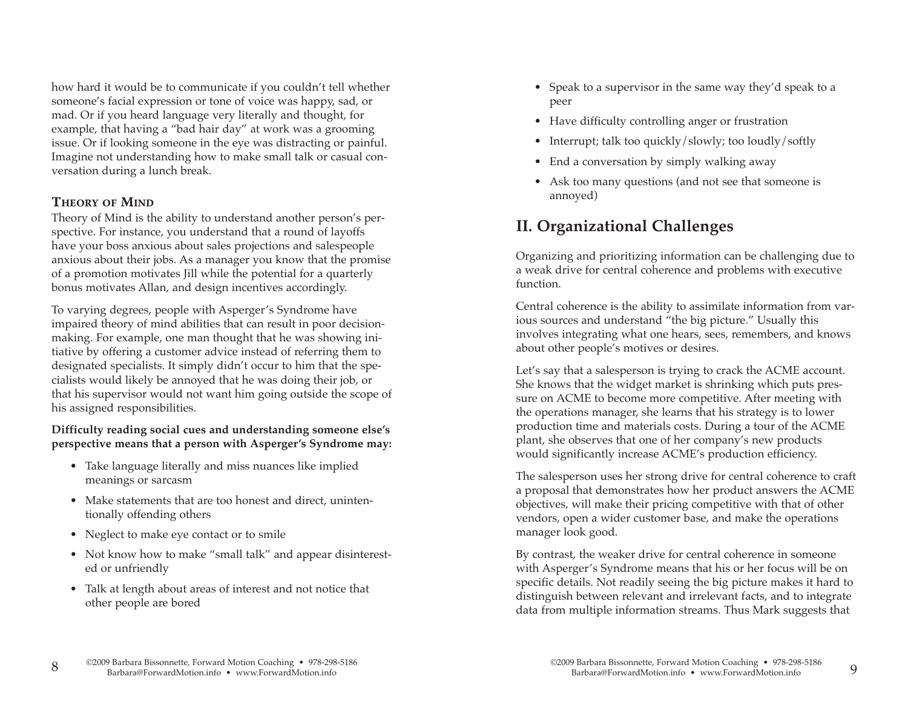how hard it would be to communicate if you couldn't tell whether someone's facial expression or tone of voice was happy, sad, or mad. Or if you heard language very literally and thought, for example, that having a "bad hair day" at work was a grooming issue. Or if looking someone in the eye was distracting or painful. Imagine not understanding how to make small talk or casual conversation during a lunch break.

### Theory of Mind

Theory of Mind is the ability to understand another person's perspective. For instance, you understand that a round of layoffs have your boss anxious about sales projections and salespeople anxious about their jobs. As a manager you know that the promise of a promotion motivates Jill while the potential for a quarterly bonus motivates Allan, and design incentives accordingly.

To varying degrees, people with Asperger's Syndrome have impaired theory of mind abilities that can result in poor decision-making. For example, one man thought that he was showing initiative by offering a customer advice instead of referring them to designated specialists. It simply didn't occur to him that the specialists would likely be annoyed that he was doing their job, or that his supervisor would not want him going outside the scope of his assigned responsibilities.

**Difficulty reading social cues and understanding someone else's perspective means that a person with Asperger's Syndrome may:**

- Take language literally and miss nuances like implied meanings or sarcasm
- Make statements that are too honest and direct, unintentionally offending others
- Neglect to make eye contact or to smile
- Not know how to make "small talk" and appear disinterested or unfriendly
- Talk at length about areas of interest and not notice that other people are bored
- Speak to a supervisor in the same way they'd speak to a peer
- Have difficulty controlling anger or frustration
- Interrupt; talk too quickly/slowly; too loudly/softly
- End a conversation by simply walking away
- Ask too many questions (and not see that someone is annoyed)

## II. Organizational Challenges

Organizing and prioritizing information can be challenging due to a weak drive for central coherence and problems with executive function.

Central coherence is the ability to assimilate information from various sources and understand "the big picture." Usually this involves integrating what one hears, sees, remembers, and knows about other people's motives or desires.

Let's say that a salesperson is trying to crack the ACME account. She knows that the widget market is shrinking which puts pressure on ACME to become more competitive. After meeting with the operations manager, she learns that his strategy is to lower production time and materials costs. During a tour of the ACME plant, she observes that one of her company's new products would significantly increase ACME's production efficiency.

The salesperson uses her strong drive for central coherence to craft a proposal that demonstrates how her product answers the ACME objectives, will make their pricing competitive with that of other vendors, open a wider customer base, and make the operations manager look good.

By contrast, the weaker drive for central coherence in someone with Asperger's Syndrome means that his or her focus will be on specific details. Not readily seeing the big picture makes it hard to distinguish between relevant and irrelevant facts, and to integrate data from multiple information streams. Thus Mark suggests that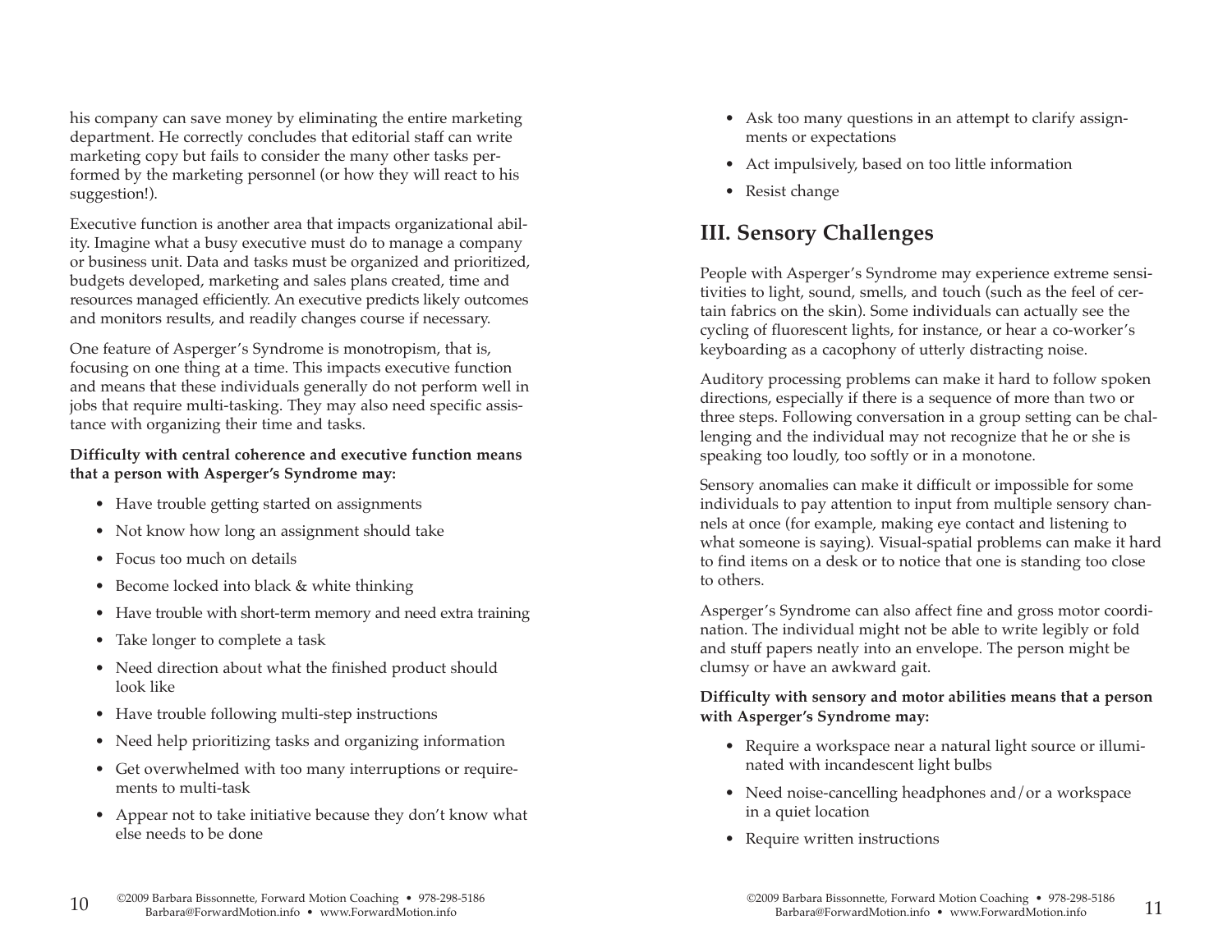his company can save money by eliminating the entire marketing department. He correctly concludes that editorial staff can write marketing copy but fails to consider the many other tasks performed by the marketing personnel (or how they will react to his suggestion!).

Executive function is another area that impacts organizational ability. Imagine what a busy executive must do to manage a company or business unit. Data and tasks must be organized and prioritized, budgets developed, marketing and sales plans created, time and resources managed efficiently. An executive predicts likely outcomes and monitors results, and readily changes course if necessary.

One feature of Asperger's Syndrome is monotropism, that is, focusing on one thing at a time. This impacts executive function and means that these individuals generally do not perform well in jobs that require multi-tasking. They may also need specific assistance with organizing their time and tasks.

**Difficulty with central coherence and executive function means that a person with Asperger's Syndrome may:**

- Have trouble getting started on assignments
- Not know how long an assignment should take
- Focus too much on details
- Become locked into black & white thinking
- Have trouble with short-term memory and need extra training
- Take longer to complete a task
- Need direction about what the finished product should look like
- Have trouble following multi-step instructions
- Need help prioritizing tasks and organizing information
- Get overwhelmed with too many interruptions or requirements to multi-task
- Appear not to take initiative because they don't know what else needs to be done
- Ask too many questions in an attempt to clarify assignments or expectations
- Act impulsively, based on too little information
- Resist change

## III. Sensory Challenges

People with Asperger's Syndrome may experience extreme sensitivities to light, sound, smells, and touch (such as the feel of certain fabrics on the skin). Some individuals can actually see the cycling of fluorescent lights, for instance, or hear a co-worker's keyboarding as a cacophony of utterly distracting noise.

Auditory processing problems can make it hard to follow spoken directions, especially if there is a sequence of more than two or three steps. Following conversation in a group setting can be challenging and the individual may not recognize that he or she is speaking too loudly, too softly or in a monotone.

Sensory anomalies can make it difficult or impossible for some individuals to pay attention to input from multiple sensory channels at once (for example, making eye contact and listening to what someone is saying). Visual-spatial problems can make it hard to find items on a desk or to notice that one is standing too close to others.

Asperger's Syndrome can also affect fine and gross motor coordination. The individual might not be able to write legibly or fold and stuff papers neatly into an envelope. The person might be clumsy or have an awkward gait.

**Difficulty with sensory and motor abilities means that a person with Asperger's Syndrome may:**

- Require a workspace near a natural light source or illuminated with incandescent light bulbs
- Need noise-cancelling headphones and/or a workspace in a quiet location
- Require written instructions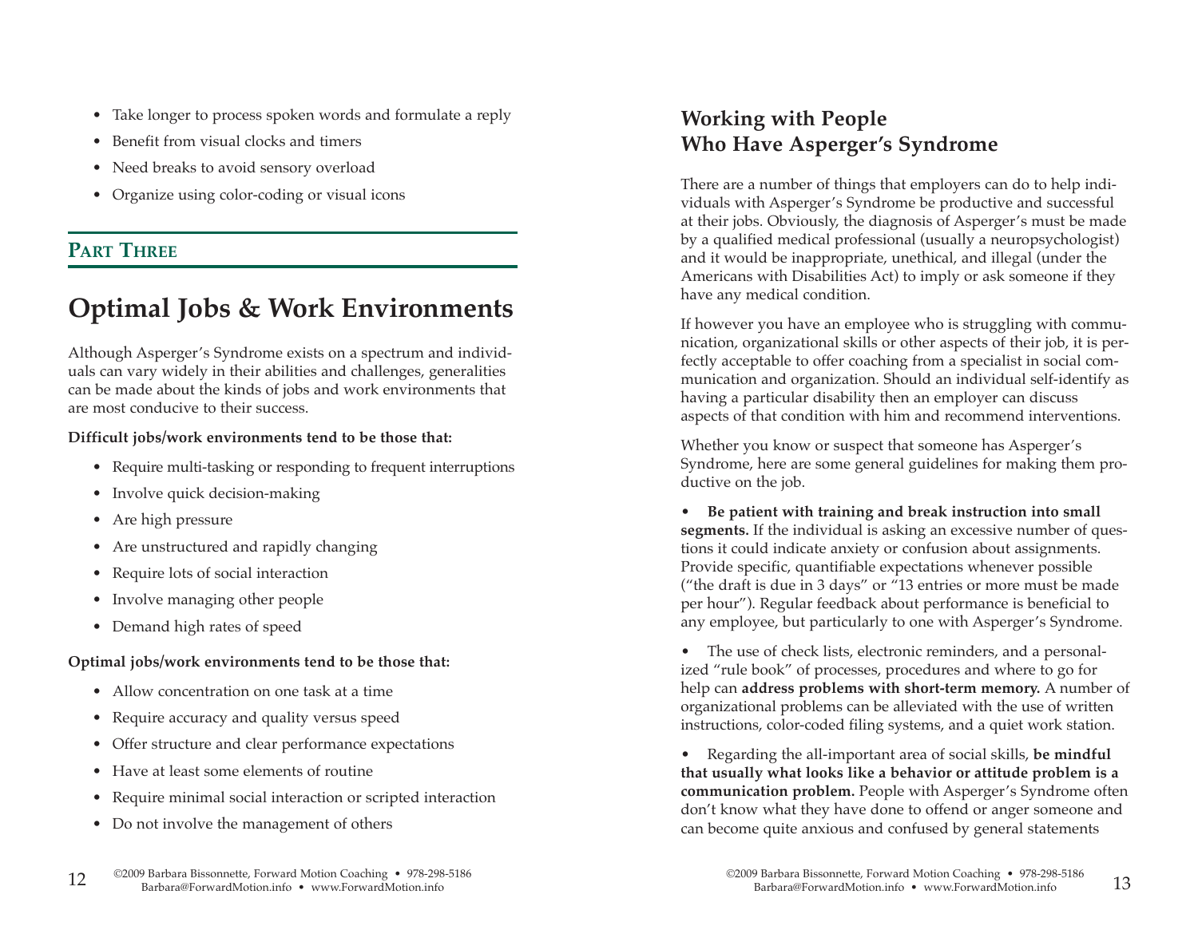- Take longer to process spoken words and formulate a reply
- Benefit from visual clocks and timers
- Need breaks to avoid sensory overload
- Organize using color-coding or visual icons

**PART THREE**

# Optimal Jobs & Work Environments

Although Asperger's Syndrome exists on a spectrum and individuals can vary widely in their abilities and challenges, generalities can be made about the kinds of jobs and work environments that are most conducive to their success.

**Difficult jobs/work environments tend to be those that:**

- Require multi-tasking or responding to frequent interruptions
- Involve quick decision-making
- Are high pressure
- Are unstructured and rapidly changing
- Require lots of social interaction
- Involve managing other people
- Demand high rates of speed

**Optimal jobs/work environments tend to be those that:**

- Allow concentration on one task at a time
- Require accuracy and quality versus speed
- Offer structure and clear performance expectations
- Have at least some elements of routine
- Require minimal social interaction or scripted interaction
- Do not involve the management of others

## Working with People Who Have Asperger's Syndrome

There are a number of things that employers can do to help individuals with Asperger's Syndrome be productive and successful at their jobs. Obviously, the diagnosis of Asperger's must be made by a qualified medical professional (usually a neuropsychologist) and it would be inappropriate, unethical, and illegal (under the Americans with Disabilities Act) to imply or ask someone if they have any medical condition.

If however you have an employee who is struggling with communication, organizational skills or other aspects of their job, it is perfectly acceptable to offer coaching from a specialist in social communication and organization. Should an individual self-identify as having a particular disability then an employer can discuss aspects of that condition with him and recommend interventions.

Whether you know or suspect that someone has Asperger's Syndrome, here are some general guidelines for making them productive on the job.

- **Be patient with training and break instruction into small segments.** If the individual is asking an excessive number of questions it could indicate anxiety or confusion about assignments. Provide specific, quantifiable expectations whenever possible ("the draft is due in 3 days" or "13 entries or more must be made per hour"). Regular feedback about performance is beneficial to any employee, but particularly to one with Asperger's Syndrome.

- The use of check lists, electronic reminders, and a personalized "rule book" of processes, procedures and where to go for help can **address problems with short-term memory.** A number of organizational problems can be alleviated with the use of written instructions, color-coded filing systems, and a quiet work station.

- Regarding the all-important area of social skills, **be mindful that usually what looks like a behavior or attitude problem is a communication problem.** People with Asperger's Syndrome often don't know what they have done to offend or anger someone and can become quite anxious and confused by general statements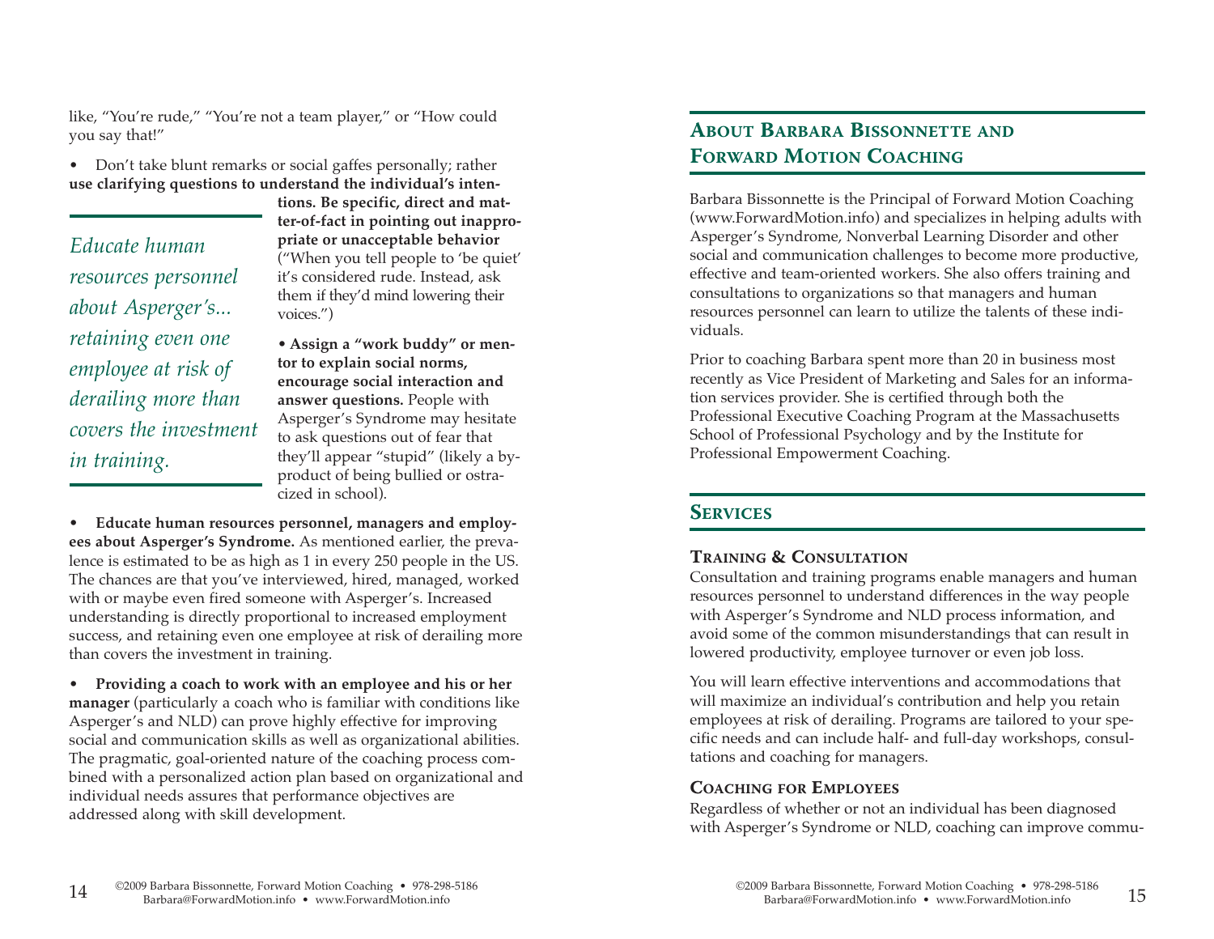like, "You're rude," "You're not a team player," or "How could you say that!"

- Don't take blunt remarks or social gaffes personally; rather **use clarifying questions to understand the individual's intentions. Be specific, direct and matter-of-fact in pointing out inappropriate or unacceptable behavior** ("When you tell people to 'be quiet' it's considered rude. Instead, ask them if they'd mind lowering their voices.")

*Educate human resources personnel about Asperger's... retaining even one employee at risk of derailing more than covers the investment in training.*

- **Assign a "work buddy" or mentor to explain social norms, encourage social interaction and answer questions.** People with Asperger's Syndrome may hesitate to ask questions out of fear that they'll appear "stupid" (likely a by-product of being bullied or ostracized in school).

- **Educate human resources personnel, managers and employees about Asperger's Syndrome.** As mentioned earlier, the prevalence is estimated to be as high as 1 in every 250 people in the US. The chances are that you've interviewed, hired, managed, worked with or maybe even fired someone with Asperger's. Increased understanding is directly proportional to increased employment success, and retaining even one employee at risk of derailing more than covers the investment in training.

- **Providing a coach to work with an employee and his or her manager** (particularly a coach who is familiar with conditions like Asperger's and NLD) can prove highly effective for improving social and communication skills as well as organizational abilities. The pragmatic, goal-oriented nature of the coaching process combined with a personalized action plan based on organizational and individual needs assures that performance objectives are addressed along with skill development.

## About Barbara Bissonnette and Forward Motion Coaching

Barbara Bissonnette is the Principal of Forward Motion Coaching (www.ForwardMotion.info) and specializes in helping adults with Asperger's Syndrome, Nonverbal Learning Disorder and other social and communication challenges to become more productive, effective and team-oriented workers. She also offers training and consultations to organizations so that managers and human resources personnel can learn to utilize the talents of these individuals.

Prior to coaching Barbara spent more than 20 in business most recently as Vice President of Marketing and Sales for an information services provider. She is certified through both the Professional Executive Coaching Program at the Massachusetts School of Professional Psychology and by the Institute for Professional Empowerment Coaching.

## Services

### Training & Consultation

Consultation and training programs enable managers and human resources personnel to understand differences in the way people with Asperger's Syndrome and NLD process information, and avoid some of the common misunderstandings that can result in lowered productivity, employee turnover or even job loss.

You will learn effective interventions and accommodations that will maximize an individual's contribution and help you retain employees at risk of derailing. Programs are tailored to your specific needs and can include half- and full-day workshops, consultations and coaching for managers.

### Coaching for Employees

Regardless of whether or not an individual has been diagnosed with Asperger's Syndrome or NLD, coaching can improve commu-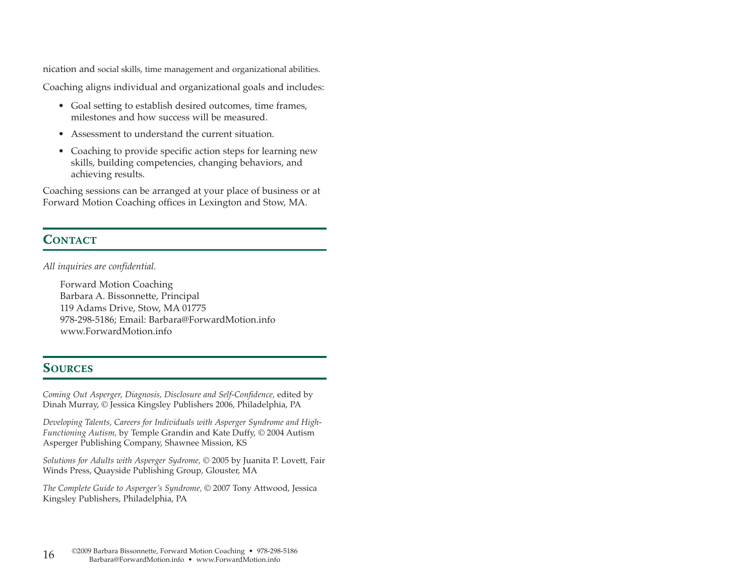nication and social skills, time management and organizational abilities.

Coaching aligns individual and organizational goals and includes:

- Goal setting to establish desired outcomes, time frames, milestones and how success will be measured.
- Assessment to understand the current situation.
- Coaching to provide specific action steps for learning new skills, building competencies, changing behaviors, and achieving results.

Coaching sessions can be arranged at your place of business or at Forward Motion Coaching offices in Lexington and Stow, MA.

## Contact

*All inquiries are confidential.*

Forward Motion Coaching
Barbara A. Bissonnette, Principal
119 Adams Drive, Stow, MA 01775
978-298-5186; Email: Barbara@ForwardMotion.info
www.ForwardMotion.info

## Sources

*Coming Out Asperger, Diagnosis, Disclosure and Self-Confidence,* edited by Dinah Murray, © Jessica Kingsley Publishers 2006, Philadelphia, PA

*Developing Talents, Careers for Individuals with Asperger Syndrome and High-Functioning Autism,* by Temple Grandin and Kate Duffy, © 2004 Autism Asperger Publishing Company, Shawnee Mission, KS

*Solutions for Adults with Asperger Sydrome,* © 2005 by Juanita P. Lovett, Fair Winds Press, Quayside Publishing Group, Glouster, MA

*The Complete Guide to Asperger's Syndrome,* © 2007 Tony Attwood, Jessica Kingsley Publishers, Philadelphia, PA